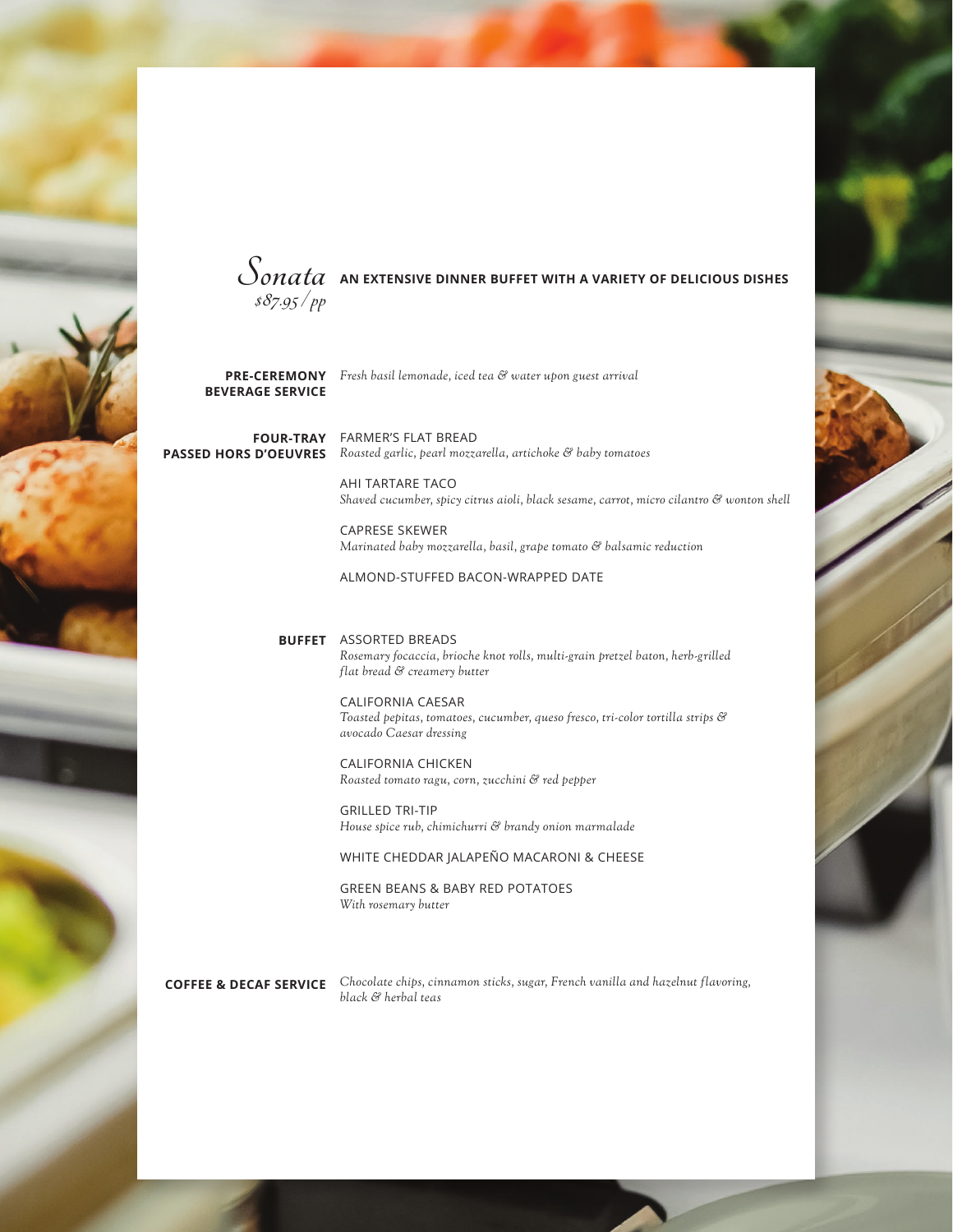# *Sonata*

*$87.95/pp*

**AN EXTENSIVE DINNER BUFFET WITH A VARIETY OF DELICIOUS DISHES**

**PRE-CEREMONY BEVERAGE SERVICE**

*Fresh basil lemonade, iced tea & water upon guest arrival*

**FOUR-TRAY PASSED HORS D'OEUVRES**

FARMER'S FLAT BREAD
*Roasted garlic, pearl mozzarella, artichoke & baby tomatoes*

AHI TARTARE TACO
*Shaved cucumber, spicy citrus aioli, black sesame, carrot, micro cilantro & wonton shell*

CAPRESE SKEWER
*Marinated baby mozzarella, basil, grape tomato & balsamic reduction*

ALMOND-STUFFED BACON-WRAPPED DATE

**BUFFET**

ASSORTED BREADS
*Rosemary focaccia, brioche knot rolls, multi-grain pretzel baton, herb-grilled flat bread & creamery butter*

CALIFORNIA CAESAR
*Toasted pepitas, tomatoes, cucumber, queso fresco, tri-color tortilla strips & avocado Caesar dressing*

CALIFORNIA CHICKEN
*Roasted tomato ragu, corn, zucchini & red pepper*

GRILLED TRI-TIP
*House spice rub, chimichurri & brandy onion marmalade*

WHITE CHEDDAR JALAPEÑO MACARONI & CHEESE

GREEN BEANS & BABY RED POTATOES
*With rosemary butter*

**COFFEE & DECAF SERVICE**

*Chocolate chips, cinnamon sticks, sugar, French vanilla and hazelnut flavoring, black & herbal teas*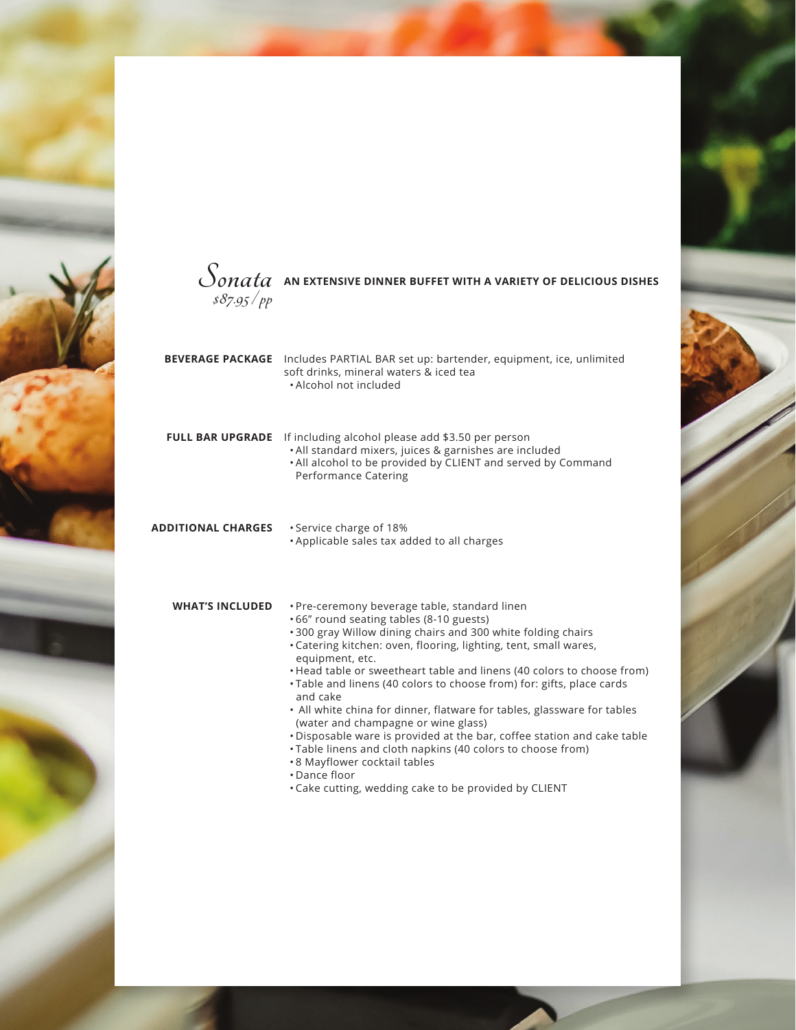# *Sonata* *$87.95/pp*

**AN EXTENSIVE DINNER BUFFET WITH A VARIETY OF DELICIOUS DISHES**

**BEVERAGE PACKAGE**

Includes PARTIAL BAR set up: bartender, equipment, ice, unlimited soft drinks, mineral waters & iced tea

- Alcohol not included

**FULL BAR UPGRADE**

If including alcohol please add $3.50 per person

- All standard mixers, juices & garnishes are included
- All alcohol to be provided by CLIENT and served by Command Performance Catering

**ADDITIONAL CHARGES**

- Service charge of 18%
- Applicable sales tax added to all charges

**WHAT'S INCLUDED**

- Pre-ceremony beverage table, standard linen
- 66" round seating tables (8-10 guests)
- 300 gray Willow dining chairs and 300 white folding chairs
- Catering kitchen: oven, flooring, lighting, tent, small wares, equipment, etc.
- Head table or sweetheart table and linens (40 colors to choose from)
- Table and linens (40 colors to choose from) for: gifts, place cards and cake
- All white china for dinner, flatware for tables, glassware for tables (water and champagne or wine glass)
- Disposable ware is provided at the bar, coffee station and cake table
- Table linens and cloth napkins (40 colors to choose from)
- 8 Mayflower cocktail tables
- Dance floor
- Cake cutting, wedding cake to be provided by CLIENT